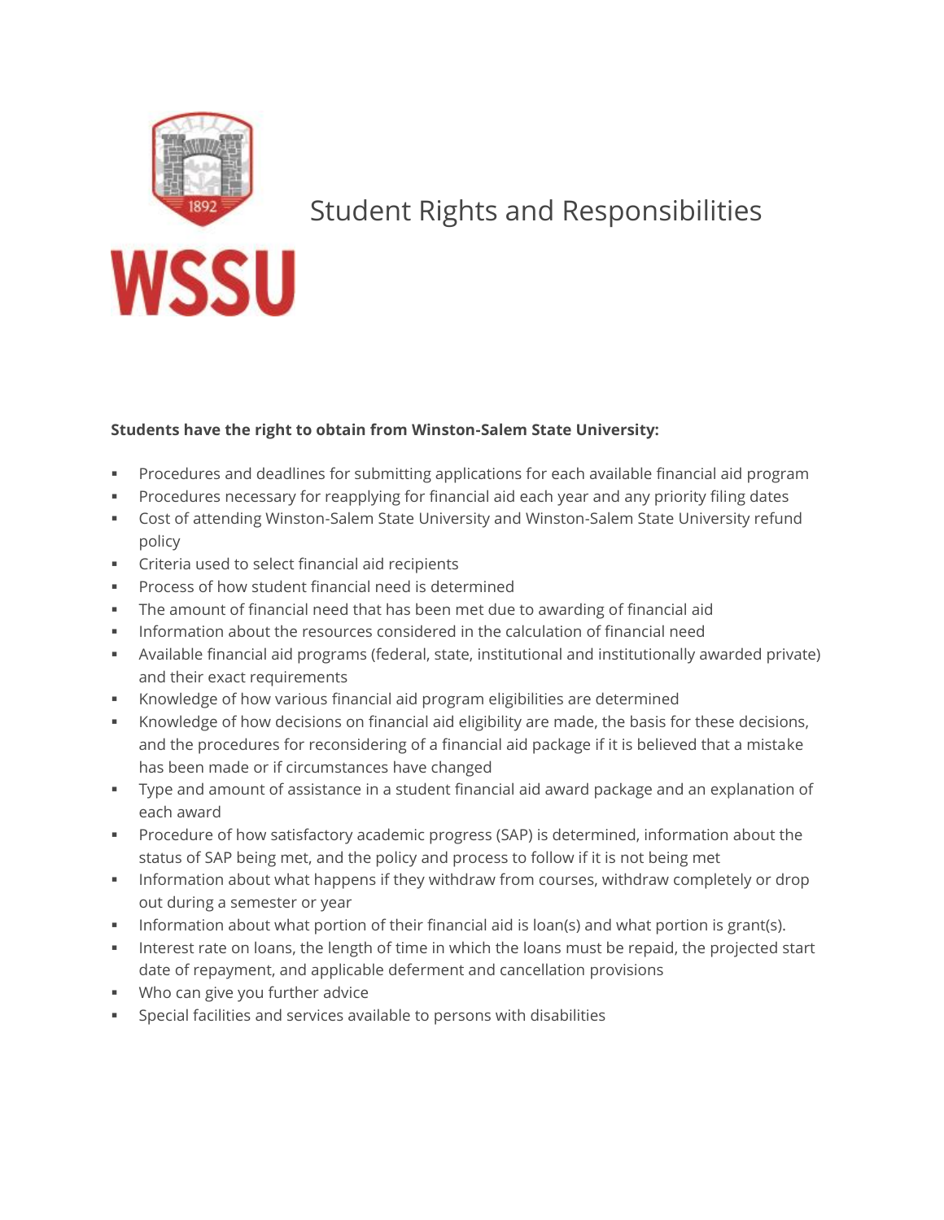# Student Rights and Responsibilities

**Students have the right to obtain from Winston-Salem State University:**

- Procedures and deadlines for submitting applications for each available financial aid program
- Procedures necessary for reapplying for financial aid each year and any priority filing dates
- Cost of attending Winston-Salem State University and Winston-Salem State University refund policy
- Criteria used to select financial aid recipients
- Process of how student financial need is determined
- The amount of financial need that has been met due to awarding of financial aid
- Information about the resources considered in the calculation of financial need
- Available financial aid programs (federal, state, institutional and institutionally awarded private) and their exact requirements
- Knowledge of how various financial aid program eligibilities are determined
- Knowledge of how decisions on financial aid eligibility are made, the basis for these decisions, and the procedures for reconsidering of a financial aid package if it is believed that a mistake has been made or if circumstances have changed
- Type and amount of assistance in a student financial aid award package and an explanation of each award
- Procedure of how satisfactory academic progress (SAP) is determined, information about the status of SAP being met, and the policy and process to follow if it is not being met
- Information about what happens if they withdraw from courses, withdraw completely or drop out during a semester or year
- Information about what portion of their financial aid is loan(s) and what portion is grant(s).
- Interest rate on loans, the length of time in which the loans must be repaid, the projected start date of repayment, and applicable deferment and cancellation provisions
- Who can give you further advice
- Special facilities and services available to persons with disabilities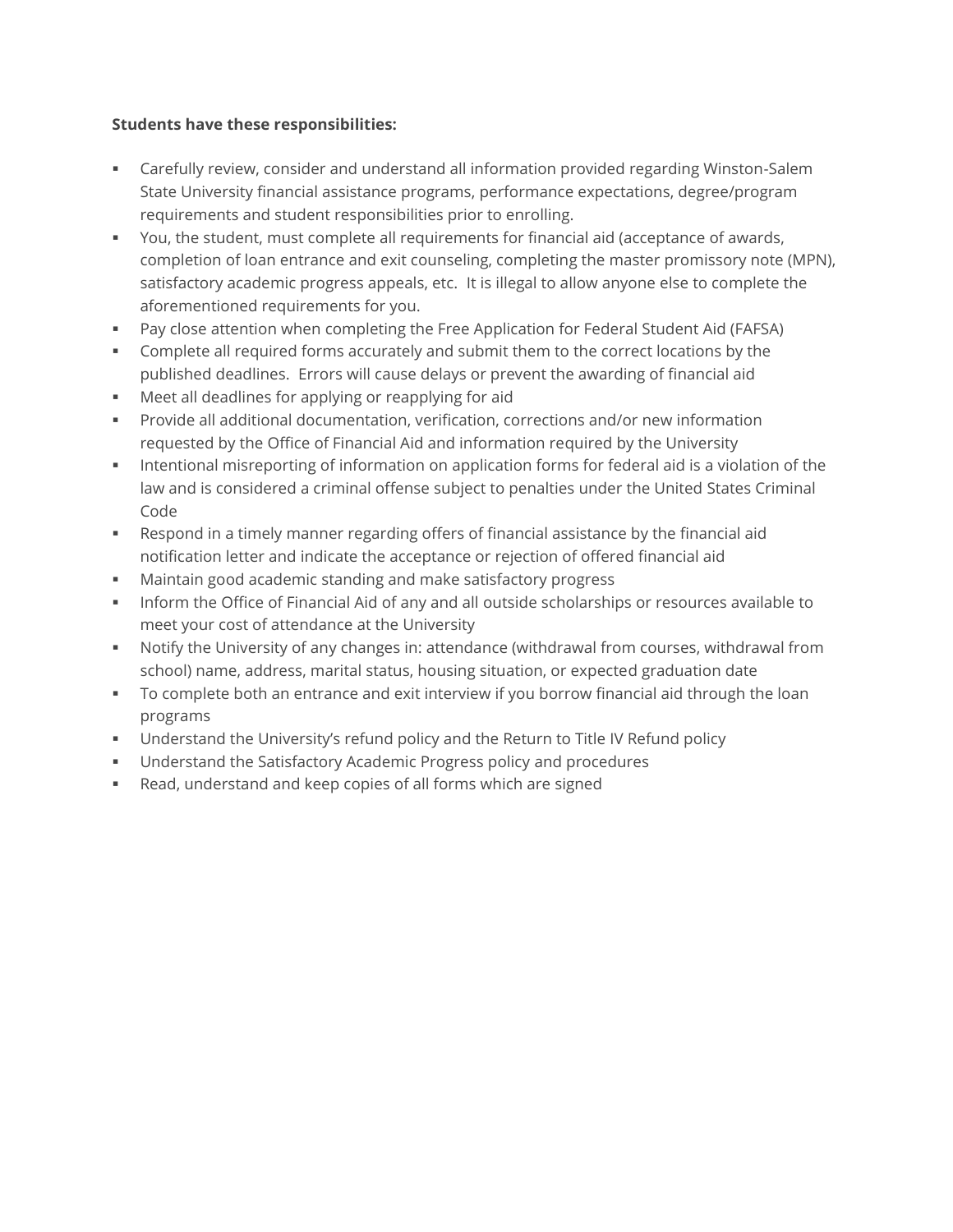**Students have these responsibilities:**

- Carefully review, consider and understand all information provided regarding Winston-Salem State University financial assistance programs, performance expectations, degree/program requirements and student responsibilities prior to enrolling.
- You, the student, must complete all requirements for financial aid (acceptance of awards, completion of loan entrance and exit counseling, completing the master promissory note (MPN), satisfactory academic progress appeals, etc.  It is illegal to allow anyone else to complete the aforementioned requirements for you.
- Pay close attention when completing the Free Application for Federal Student Aid (FAFSA)
- Complete all required forms accurately and submit them to the correct locations by the published deadlines.  Errors will cause delays or prevent the awarding of financial aid
- Meet all deadlines for applying or reapplying for aid
- Provide all additional documentation, verification, corrections and/or new information requested by the Office of Financial Aid and information required by the University
- Intentional misreporting of information on application forms for federal aid is a violation of the law and is considered a criminal offense subject to penalties under the United States Criminal Code
- Respond in a timely manner regarding offers of financial assistance by the financial aid notification letter and indicate the acceptance or rejection of offered financial aid
- Maintain good academic standing and make satisfactory progress
- Inform the Office of Financial Aid of any and all outside scholarships or resources available to meet your cost of attendance at the University
- Notify the University of any changes in: attendance (withdrawal from courses, withdrawal from school) name, address, marital status, housing situation, or expected graduation date
- To complete both an entrance and exit interview if you borrow financial aid through the loan programs
- Understand the University's refund policy and the Return to Title IV Refund policy
- Understand the Satisfactory Academic Progress policy and procedures
- Read, understand and keep copies of all forms which are signed